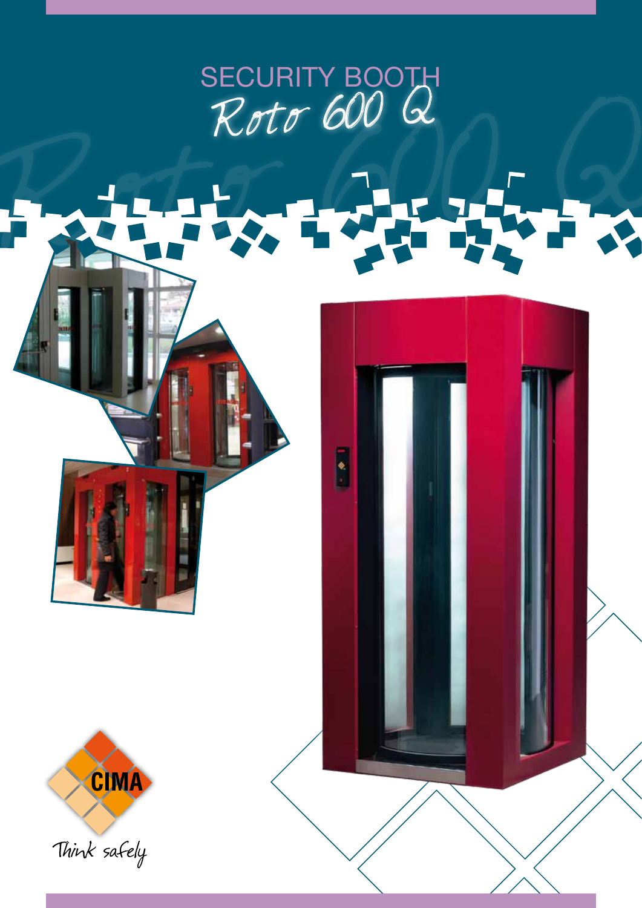# SECURITY BOOTH

## *Roto 600 Q*

CIMA

*Think safely*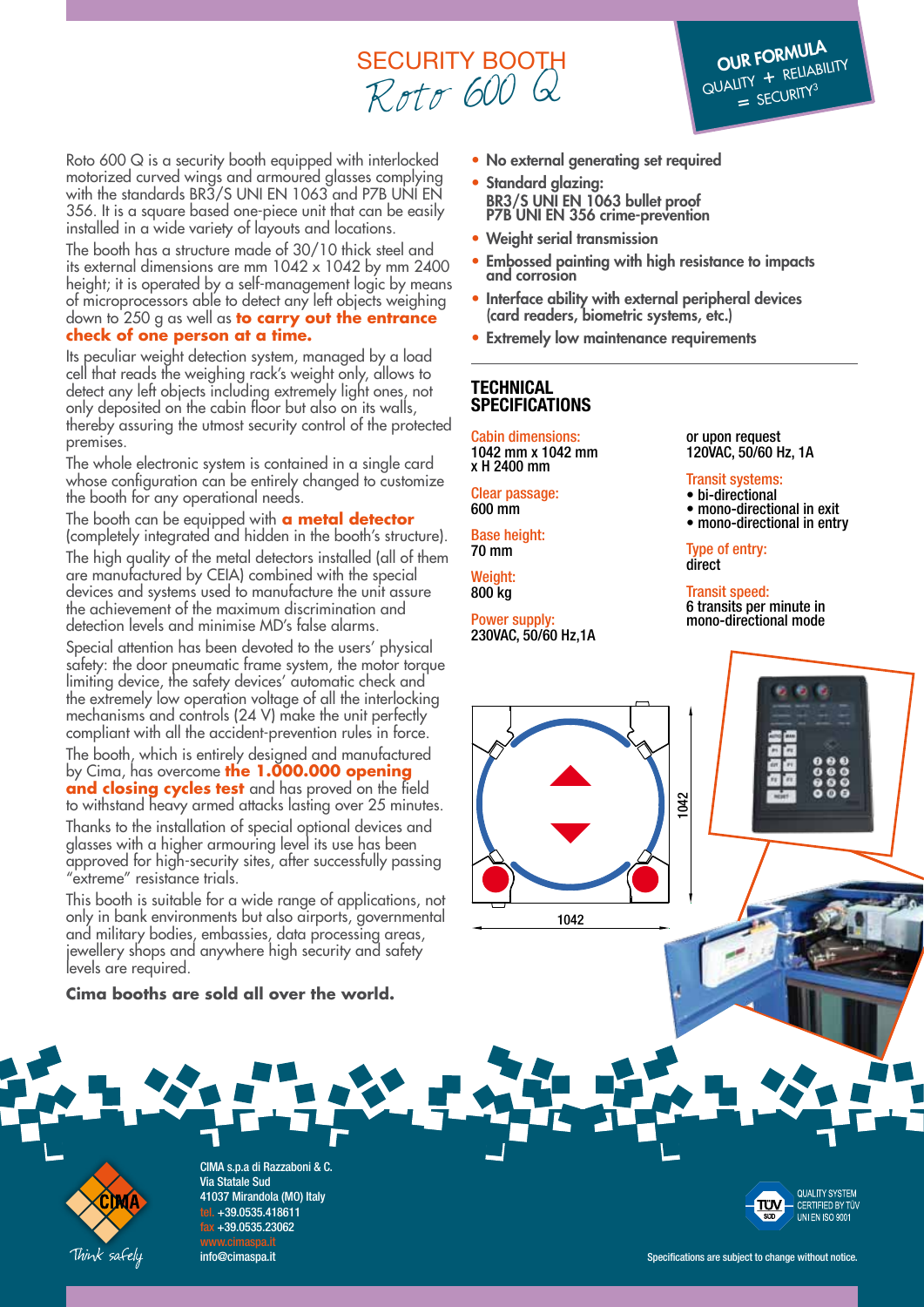# SECURITY BOOTH

## Roto 600 Q

OUR FORMULA
QUALITY + RELIABILITY = SECURITY[3]

Roto 600 Q is a security booth equipped with interlocked motorized curved wings and armoured glasses complying with the standards BR3/S UNI EN 1063 and P7B UNI EN 356. It is a square based one-piece unit that can be easily installed in a wide variety of layouts and locations.

The booth has a structure made of 30/10 thick steel and its external dimensions are mm 1042 x 1042 by mm 2400 height; it is operated by a self-management logic by means of microprocessors able to detect any left objects weighing down to 250 g as well as **to carry out the entrance check of one person at a time.**

Its peculiar weight detection system, managed by a load cell that reads the weighing rack's weight only, allows to detect any left objects including extremely light ones, not only deposited on the cabin floor but also on its walls, thereby assuring the utmost security control of the protected premises.

The whole electronic system is contained in a single card whose configuration can be entirely changed to customize the booth for any operational needs.

The booth can be equipped with **a metal detector** (completely integrated and hidden in the booth's structure).

The high quality of the metal detectors installed (all of them are manufactured by CEIA) combined with the special devices and systems used to manufacture the unit assure the achievement of the maximum discrimination and detection levels and minimise MD's false alarms.

Special attention has been devoted to the users' physical safety: the door pneumatic frame system, the motor torque limiting device, the safety devices' automatic check and the extremely low operation voltage of all the interlocking mechanisms and controls (24 V) make the unit perfectly compliant with all the accident-prevention rules in force.

The booth, which is entirely designed and manufactured by Cima, has overcome **the 1.000.000 opening and closing cycles test** and has proved on the field to withstand heavy armed attacks lasting over 25 minutes.

Thanks to the installation of special optional devices and glasses with a higher armouring level its use has been approved for high-security sites, after successfully passing "extreme" resistance trials.

This booth is suitable for a wide range of applications, not only in bank environments but also airports, governmental and military bodies, embassies, data processing areas, jewellery shops and anywhere high security and safety levels are required.

**Cima booths are sold all over the world.**

- **No external generating set required**
- **Standard glazing:**
  **BR3/S UNI EN 1063 bullet proof**
  **P7B UNI EN 356 crime-prevention**
- **Weight serial transmission**
- **Embossed painting with high resistance to impacts and corrosion**
- **Interface ability with external peripheral devices (card readers, biometric systems, etc.)**
- **Extremely low maintenance requirements**

## TECHNICAL SPECIFICATIONS

**Cabin dimensions:**
1042 mm x 1042 mm x H 2400 mm

**Clear passage:**
600 mm

**Base height:**
70 mm

**Weight:**
800 kg

**Power supply:**
230VAC, 50/60 Hz,1A
or upon request
120VAC, 50/60 Hz, 1A

**Transit systems:**
- bi-directional
- mono-directional in exit
- mono-directional in entry

**Type of entry:**
direct

**Transit speed:**
6 transits per minute in mono-directional mode

1042

1042

CIMA s.p.a di Razzaboni & C.
Via Statale Sud
41037 Mirandola (MO) Italy
tel. +39.0535.418611
fax +39.0535.23062
www.cimaspa.it
info@cimaspa.it

Think safely

QUALITY SYSTEM CERTIFIED BY TÜV UNI EN ISO 9001

Specifications are subject to change without notice.